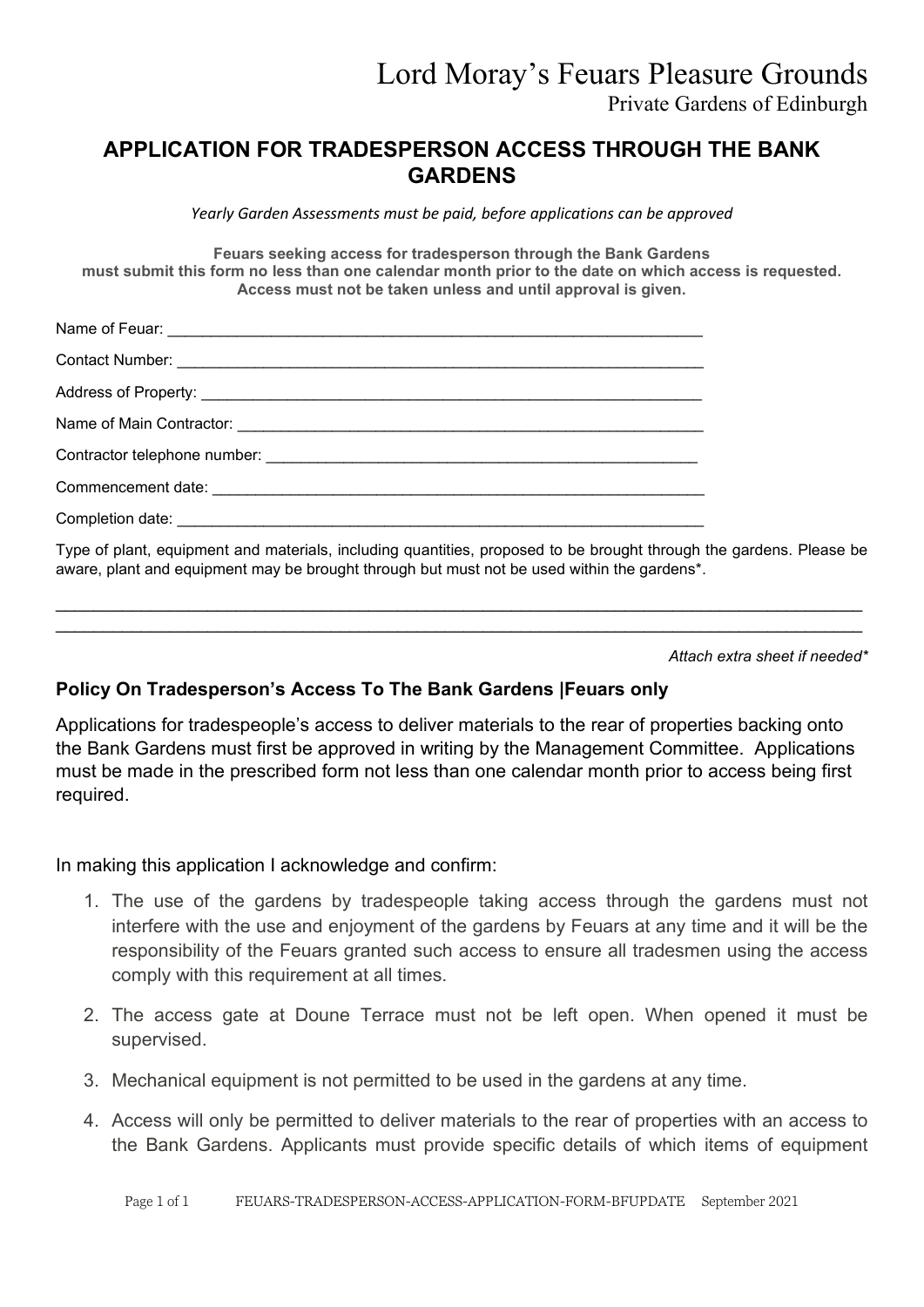# Lord Moray's Feuars Pleasure Grounds

Private Gardens of Edinburgh

## APPLICATION FOR TRADESPERSON ACCESS THROUGH THE BANK GARDENS

*Yearly Garden Assessments must be paid, before applications can be approved*

**Feuars seeking access for tradesperson through the Bank Gardens must submit this form no less than one calendar month prior to the date on which access is requested. Access must not be taken unless and until approval is given.**

Name of Feuar: ________________________________________________________________

Contact Number: ________________________________________________________________

Address of Property: ____________________________________________________________

Name of Main Contractor: ________________________________________________________

Contractor telephone number: ____________________________________________________

Commencement date: ___________________________________________________________

Completion date: _______________________________________________________________

Type of plant, equipment and materials, including quantities, proposed to be brought through the gardens. Please be aware, plant and equipment may be brought through but must not be used within the gardens*.

______________________________________________________________________________________

______________________________________________________________________________________

*Attach extra sheet if needed**

### Policy On Tradesperson's Access To The Bank Gardens |Feuars only

Applications for tradespeople's access to deliver materials to the rear of properties backing onto the Bank Gardens must first be approved in writing by the Management Committee. Applications must be made in the prescribed form not less than one calendar month prior to access being first required.

In making this application I acknowledge and confirm:

1. The use of the gardens by tradespeople taking access through the gardens must not interfere with the use and enjoyment of the gardens by Feuars at any time and it will be the responsibility of the Feuars granted such access to ensure all tradesmen using the access comply with this requirement at all times.
2. The access gate at Doune Terrace must not be left open. When opened it must be supervised.
3. Mechanical equipment is not permitted to be used in the gardens at any time.
4. Access will only be permitted to deliver materials to the rear of properties with an access to the Bank Gardens. Applicants must provide specific details of which items of equipment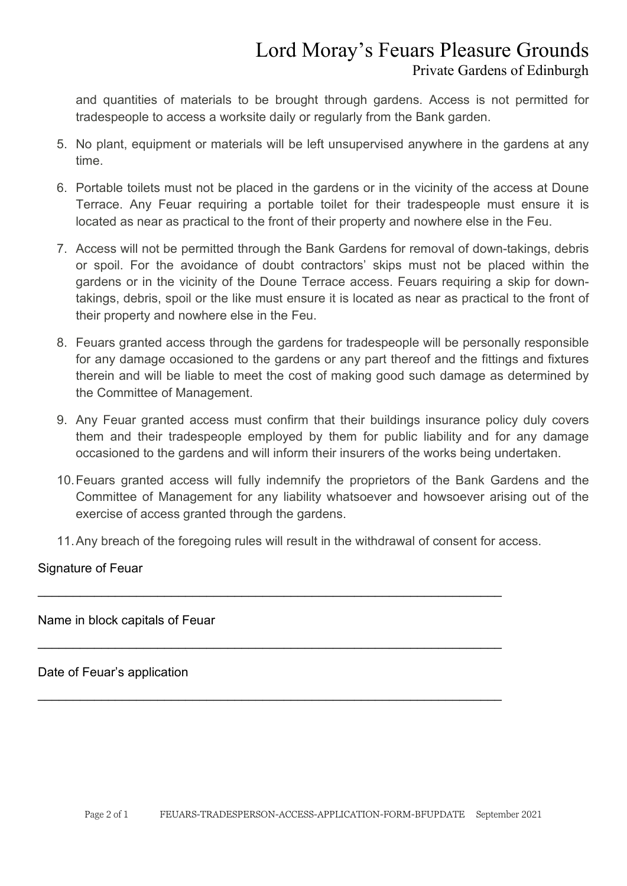and quantities of materials to be brought through gardens. Access is not permitted for tradespeople to access a worksite daily or regularly from the Bank garden.

5. No plant, equipment or materials will be left unsupervised anywhere in the gardens at any time.
6. Portable toilets must not be placed in the gardens or in the vicinity of the access at Doune Terrace. Any Feuar requiring a portable toilet for their tradespeople must ensure it is located as near as practical to the front of their property and nowhere else in the Feu.
7. Access will not be permitted through the Bank Gardens for removal of down-takings, debris or spoil. For the avoidance of doubt contractors' skips must not be placed within the gardens or in the vicinity of the Doune Terrace access. Feuars requiring a skip for down-takings, debris, spoil or the like must ensure it is located as near as practical to the front of their property and nowhere else in the Feu.
8. Feuars granted access through the gardens for tradespeople will be personally responsible for any damage occasioned to the gardens or any part thereof and the fittings and fixtures therein and will be liable to meet the cost of making good such damage as determined by the Committee of Management.
9. Any Feuar granted access must confirm that their buildings insurance policy duly covers them and their tradespeople employed by them for public liability and for any damage occasioned to the gardens and will inform their insurers of the works being undertaken.
10. Feuars granted access will fully indemnify the proprietors of the Bank Gardens and the Committee of Management for any liability whatsoever and howsoever arising out of the exercise of access granted through the gardens.
11. Any breach of the foregoing rules will result in the withdrawal of consent for access.

Signature of Feuar

______________________________________________________________

Name in block capitals of Feuar

______________________________________________________________

Date of Feuar's application

______________________________________________________________